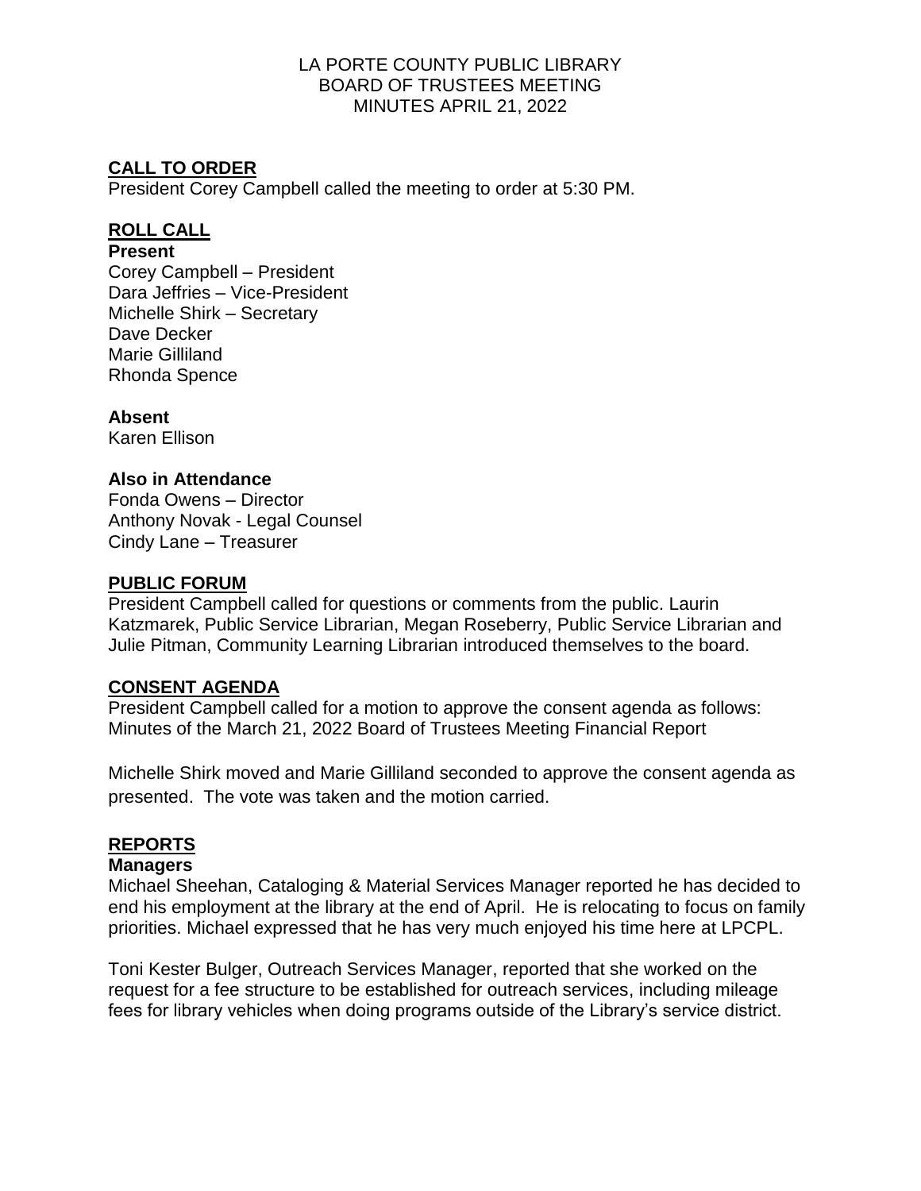# LA PORTE COUNTY PUBLIC LIBRARY
# BOARD OF TRUSTEES MEETING
# MINUTES APRIL 21, 2022

## CALL TO ORDER

President Corey Campbell called the meeting to order at 5:30 PM.

## ROLL CALL

**Present**

Corey Campbell – President
Dara Jeffries – Vice-President
Michelle Shirk – Secretary
Dave Decker
Marie Gilliland
Rhonda Spence

**Absent**

Karen Ellison

**Also in Attendance**

Fonda Owens – Director
Anthony Novak - Legal Counsel
Cindy Lane – Treasurer

## PUBLIC FORUM

President Campbell called for questions or comments from the public. Laurin Katzmarek, Public Service Librarian, Megan Roseberry, Public Service Librarian and Julie Pitman, Community Learning Librarian introduced themselves to the board.

## CONSENT AGENDA

President Campbell called for a motion to approve the consent agenda as follows: Minutes of the March 21, 2022 Board of Trustees Meeting Financial Report

Michelle Shirk moved and Marie Gilliland seconded to approve the consent agenda as presented. The vote was taken and the motion carried.

## REPORTS

**Managers**

Michael Sheehan, Cataloging & Material Services Manager reported he has decided to end his employment at the library at the end of April. He is relocating to focus on family priorities. Michael expressed that he has very much enjoyed his time here at LPCPL.

Toni Kester Bulger, Outreach Services Manager, reported that she worked on the request for a fee structure to be established for outreach services, including mileage fees for library vehicles when doing programs outside of the Library's service district.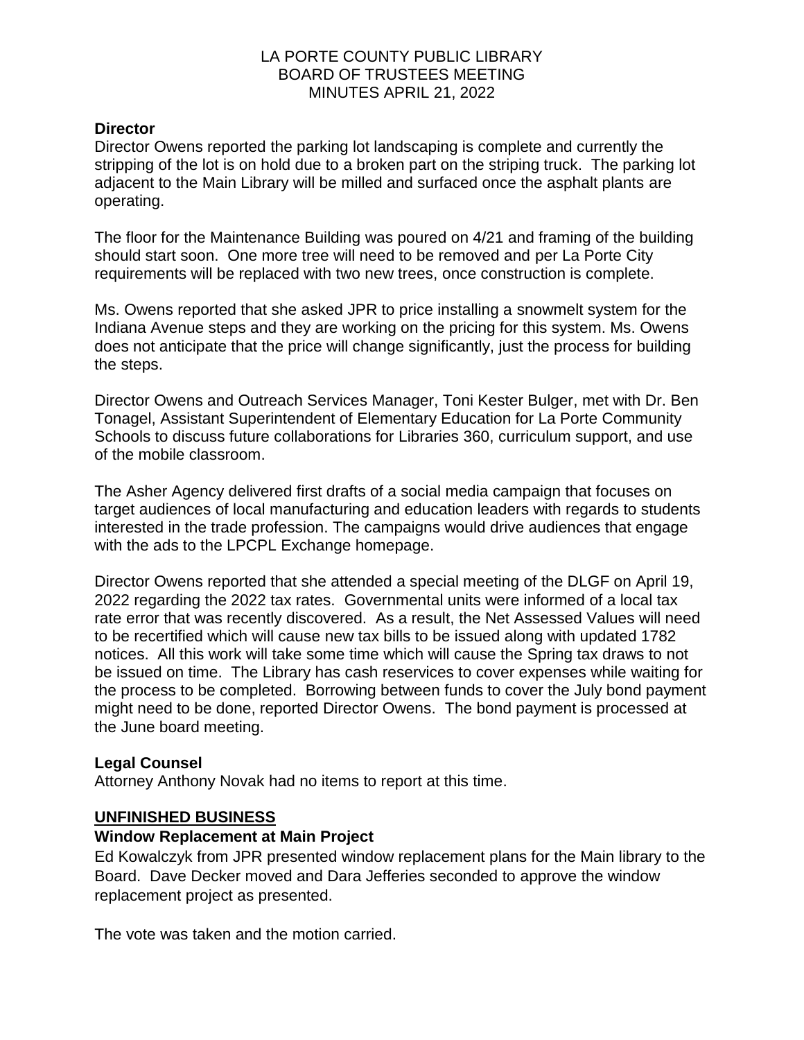LA PORTE COUNTY PUBLIC LIBRARY
BOARD OF TRUSTEES MEETING
MINUTES APRIL 21, 2022

**Director**

Director Owens reported the parking lot landscaping is complete and currently the stripping of the lot is on hold due to a broken part on the striping truck. The parking lot adjacent to the Main Library will be milled and surfaced once the asphalt plants are operating.

The floor for the Maintenance Building was poured on 4/21 and framing of the building should start soon. One more tree will need to be removed and per La Porte City requirements will be replaced with two new trees, once construction is complete.

Ms. Owens reported that she asked JPR to price installing a snowmelt system for the Indiana Avenue steps and they are working on the pricing for this system. Ms. Owens does not anticipate that the price will change significantly, just the process for building the steps.

Director Owens and Outreach Services Manager, Toni Kester Bulger, met with Dr. Ben Tonagel, Assistant Superintendent of Elementary Education for La Porte Community Schools to discuss future collaborations for Libraries 360, curriculum support, and use of the mobile classroom.

The Asher Agency delivered first drafts of a social media campaign that focuses on target audiences of local manufacturing and education leaders with regards to students interested in the trade profession. The campaigns would drive audiences that engage with the ads to the LPCPL Exchange homepage.

Director Owens reported that she attended a special meeting of the DLGF on April 19, 2022 regarding the 2022 tax rates. Governmental units were informed of a local tax rate error that was recently discovered. As a result, the Net Assessed Values will need to be recertified which will cause new tax bills to be issued along with updated 1782 notices. All this work will take some time which will cause the Spring tax draws to not be issued on time. The Library has cash reservices to cover expenses while waiting for the process to be completed. Borrowing between funds to cover the July bond payment might need to be done, reported Director Owens. The bond payment is processed at the June board meeting.

**Legal Counsel**

Attorney Anthony Novak had no items to report at this time.

## UNFINISHED BUSINESS

**Window Replacement at Main Project**

Ed Kowalczyk from JPR presented window replacement plans for the Main library to the Board. Dave Decker moved and Dara Jefferies seconded to approve the window replacement project as presented.

The vote was taken and the motion carried.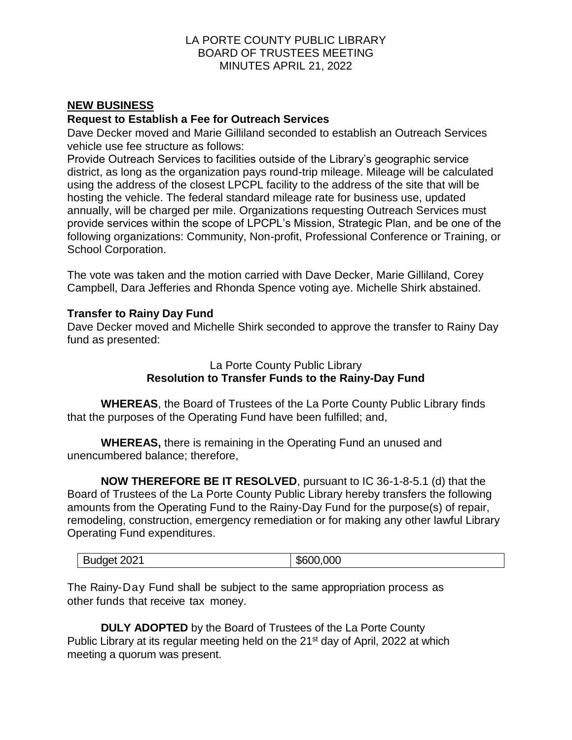LA PORTE COUNTY PUBLIC LIBRARY
BOARD OF TRUSTEES MEETING
MINUTES APRIL 21, 2022

## NEW BUSINESS

### Request to Establish a Fee for Outreach Services

Dave Decker moved and Marie Gilliland seconded to establish an Outreach Services vehicle use fee structure as follows:

Provide Outreach Services to facilities outside of the Library's geographic service district, as long as the organization pays round-trip mileage. Mileage will be calculated using the address of the closest LPCPL facility to the address of the site that will be hosting the vehicle. The federal standard mileage rate for business use, updated annually, will be charged per mile. Organizations requesting Outreach Services must provide services within the scope of LPCPL's Mission, Strategic Plan, and be one of the following organizations: Community, Non-profit, Professional Conference or Training, or School Corporation.

The vote was taken and the motion carried with Dave Decker, Marie Gilliland, Corey Campbell, Dara Jefferies and Rhonda Spence voting aye. Michelle Shirk abstained.

### Transfer to Rainy Day Fund

Dave Decker moved and Michelle Shirk seconded to approve the transfer to Rainy Day fund as presented:

La Porte County Public Library
**Resolution to Transfer Funds to the Rainy-Day Fund**

**WHEREAS**, the Board of Trustees of the La Porte County Public Library finds that the purposes of the Operating Fund have been fulfilled; and,

**WHEREAS,** there is remaining in the Operating Fund an unused and unencumbered balance; therefore,

**NOW THEREFORE BE IT RESOLVED**, pursuant to IC 36-1-8-5.1 (d) that the Board of Trustees of the La Porte County Public Library hereby transfers the following amounts from the Operating Fund to the Rainy-Day Fund for the purpose(s) of repair, remodeling, construction, emergency remediation or for making any other lawful Library Operating Fund expenditures.

| Budget 2021 | $600,000 |
|---|---|

The Rainy-Day Fund shall be subject to the same appropriation process as other funds that receive tax money.

**DULY ADOPTED** by the Board of Trustees of the La Porte County Public Library at its regular meeting held on the 21st day of April, 2022 at which meeting a quorum was present.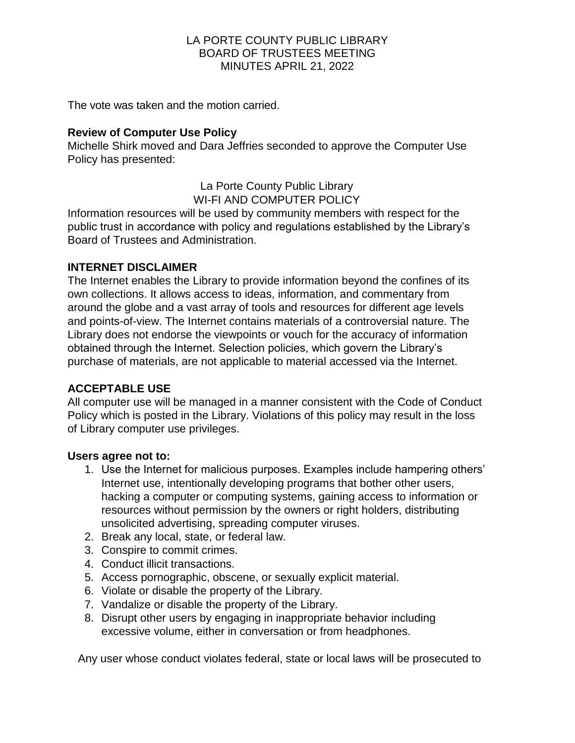The vote was taken and the motion carried.

**Review of Computer Use Policy**
Michelle Shirk moved and Dara Jeffries seconded to approve the Computer Use Policy has presented:

La Porte County Public Library
WI-FI AND COMPUTER POLICY

Information resources will be used by community members with respect for the public trust in accordance with policy and regulations established by the Library's Board of Trustees and Administration.

**INTERNET DISCLAIMER**
The Internet enables the Library to provide information beyond the confines of its own collections. It allows access to ideas, information, and commentary from around the globe and a vast array of tools and resources for different age levels and points-of-view. The Internet contains materials of a controversial nature. The Library does not endorse the viewpoints or vouch for the accuracy of information obtained through the Internet. Selection policies, which govern the Library's purchase of materials, are not applicable to material accessed via the Internet.

**ACCEPTABLE USE**
All computer use will be managed in a manner consistent with the Code of Conduct Policy which is posted in the Library. Violations of this policy may result in the loss of Library computer use privileges.

**Users agree not to:**

1. Use the Internet for malicious purposes. Examples include hampering others' Internet use, intentionally developing programs that bother other users, hacking a computer or computing systems, gaining access to information or resources without permission by the owners or right holders, distributing unsolicited advertising, spreading computer viruses.
2. Break any local, state, or federal law.
3. Conspire to commit crimes.
4. Conduct illicit transactions.
5. Access pornographic, obscene, or sexually explicit material.
6. Violate or disable the property of the Library.
7. Vandalize or disable the property of the Library.
8. Disrupt other users by engaging in inappropriate behavior including excessive volume, either in conversation or from headphones.

Any user whose conduct violates federal, state or local laws will be prosecuted to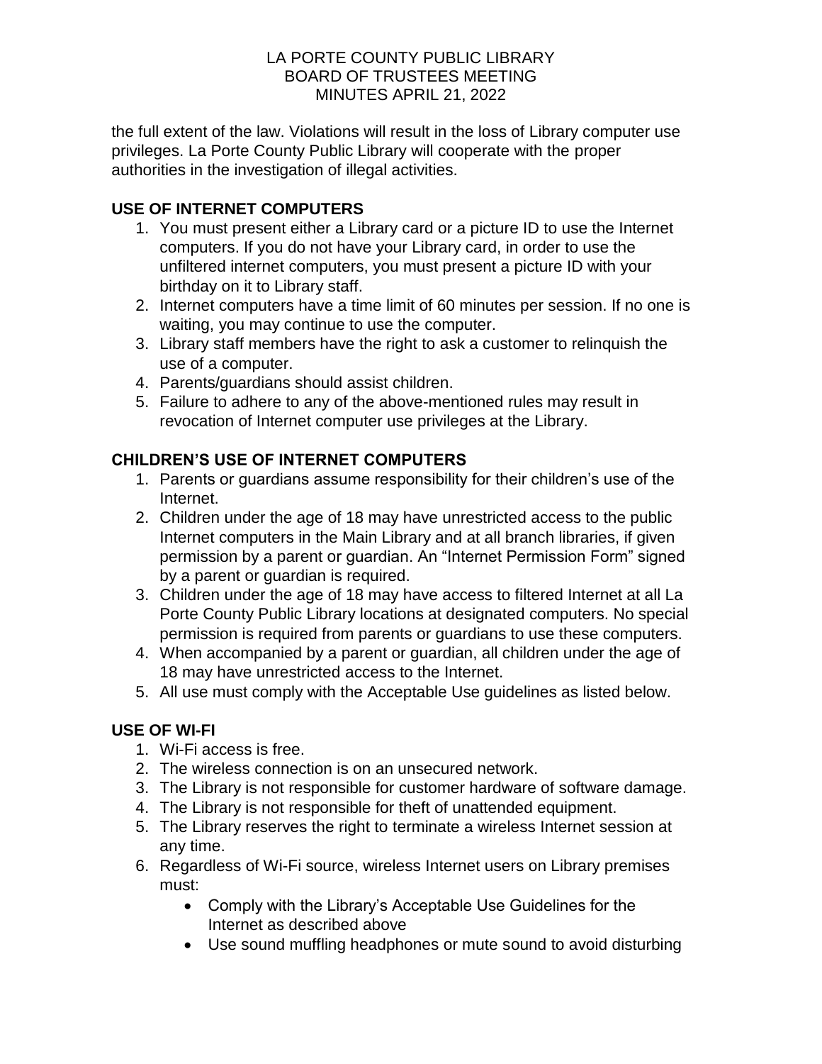the full extent of the law. Violations will result in the loss of Library computer use privileges. La Porte County Public Library will cooperate with the proper authorities in the investigation of illegal activities.

## USE OF INTERNET COMPUTERS

1. You must present either a Library card or a picture ID to use the Internet computers. If you do not have your Library card, in order to use the unfiltered internet computers, you must present a picture ID with your birthday on it to Library staff.
2. Internet computers have a time limit of 60 minutes per session. If no one is waiting, you may continue to use the computer.
3. Library staff members have the right to ask a customer to relinquish the use of a computer.
4. Parents/guardians should assist children.
5. Failure to adhere to any of the above-mentioned rules may result in revocation of Internet computer use privileges at the Library.

## CHILDREN'S USE OF INTERNET COMPUTERS

1. Parents or guardians assume responsibility for their children's use of the Internet.
2. Children under the age of 18 may have unrestricted access to the public Internet computers in the Main Library and at all branch libraries, if given permission by a parent or guardian. An "Internet Permission Form" signed by a parent or guardian is required.
3. Children under the age of 18 may have access to filtered Internet at all La Porte County Public Library locations at designated computers. No special permission is required from parents or guardians to use these computers.
4. When accompanied by a parent or guardian, all children under the age of 18 may have unrestricted access to the Internet.
5. All use must comply with the Acceptable Use guidelines as listed below.

## USE OF WI-FI

1. Wi-Fi access is free.
2. The wireless connection is on an unsecured network.
3. The Library is not responsible for customer hardware of software damage.
4. The Library is not responsible for theft of unattended equipment.
5. The Library reserves the right to terminate a wireless Internet session at any time.
6. Regardless of Wi-Fi source, wireless Internet users on Library premises must:
   - Comply with the Library's Acceptable Use Guidelines for the Internet as described above
   - Use sound muffling headphones or mute sound to avoid disturbing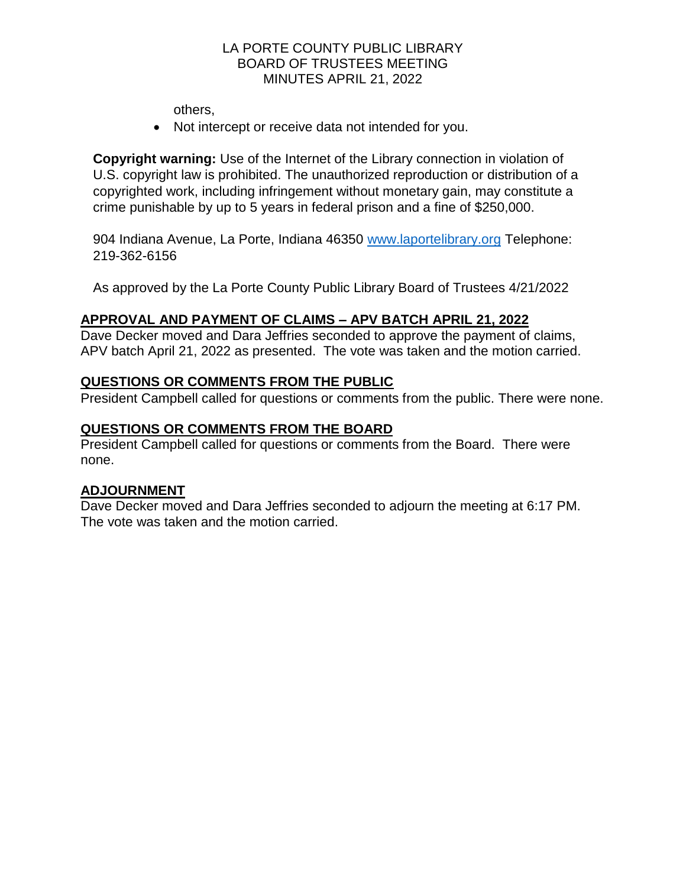others,

- Not intercept or receive data not intended for you.

**Copyright warning:** Use of the Internet of the Library connection in violation of U.S. copyright law is prohibited. The unauthorized reproduction or distribution of a copyrighted work, including infringement without monetary gain, may constitute a crime punishable by up to 5 years in federal prison and a fine of $250,000.

904 Indiana Avenue, La Porte, Indiana 46350 [www.laportelibrary.org](http://www.laportelibrary.org) Telephone: 219-362-6156

As approved by the La Porte County Public Library Board of Trustees 4/21/2022

## APPROVAL AND PAYMENT OF CLAIMS – APV BATCH APRIL 21, 2022

Dave Decker moved and Dara Jeffries seconded to approve the payment of claims, APV batch April 21, 2022 as presented. The vote was taken and the motion carried.

## QUESTIONS OR COMMENTS FROM THE PUBLIC

President Campbell called for questions or comments from the public. There were none.

## QUESTIONS OR COMMENTS FROM THE BOARD

President Campbell called for questions or comments from the Board. There were none.

## ADJOURNMENT

Dave Decker moved and Dara Jeffries seconded to adjourn the meeting at 6:17 PM. The vote was taken and the motion carried.